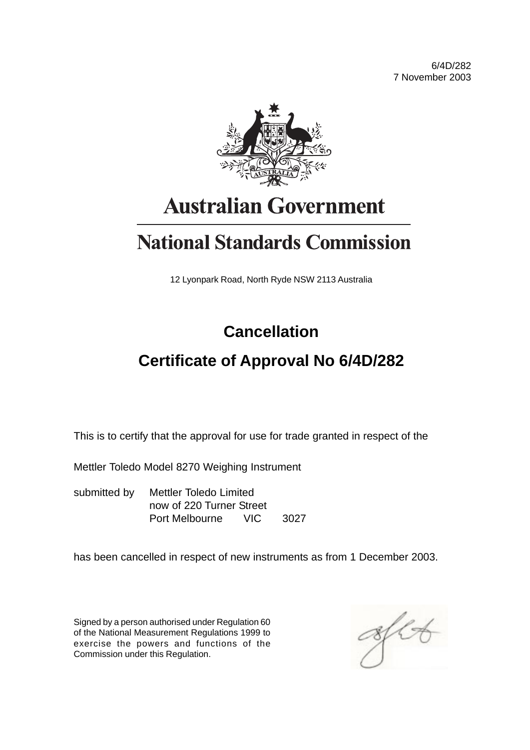6/4D/282
7 November 2003

# Australian Government

# National Standards Commission

12 Lyonpark Road, North Ryde NSW 2113 Australia

## Cancellation

## Certificate of Approval No 6/4D/282

This is to certify that the approval for use for trade granted in respect of the

Mettler Toledo Model 8270 Weighing Instrument

submitted by Mettler Toledo Limited
now of 220 Turner Street
Port Melbourne VIC 3027

has been cancelled in respect of new instruments as from 1 December 2003.

Signed by a person authorised under Regulation 60 of the National Measurement Regulations 1999 to exercise the powers and functions of the Commission under this Regulation.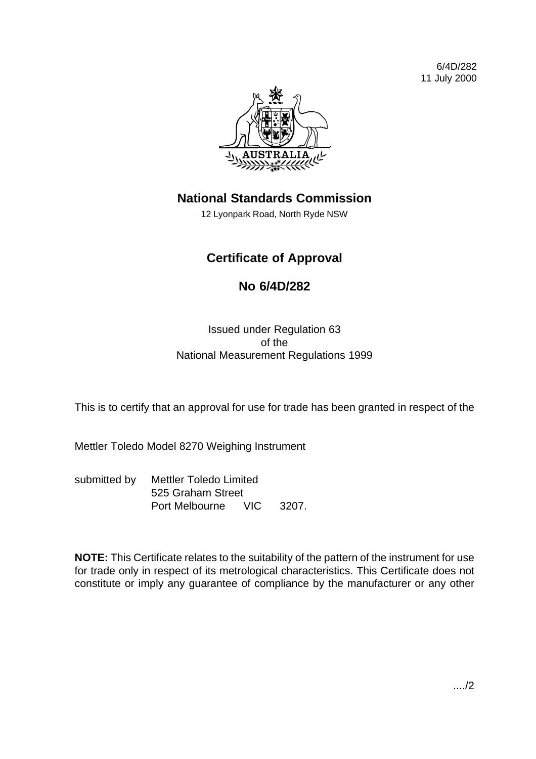6/4D/282
11 July 2000

# National Standards Commission

12 Lyonpark Road, North Ryde NSW

## Certificate of Approval

## No 6/4D/282

Issued under Regulation 63
of the
National Measurement Regulations 1999

This is to certify that an approval for use for trade has been granted in respect of the

Mettler Toledo Model 8270 Weighing Instrument

submitted by Mettler Toledo Limited
525 Graham Street
Port Melbourne VIC 3207.

**NOTE:** This Certificate relates to the suitability of the pattern of the instrument for use for trade only in respect of its metrological characteristics. This Certificate does not constitute or imply any guarantee of compliance by the manufacturer or any other

..../2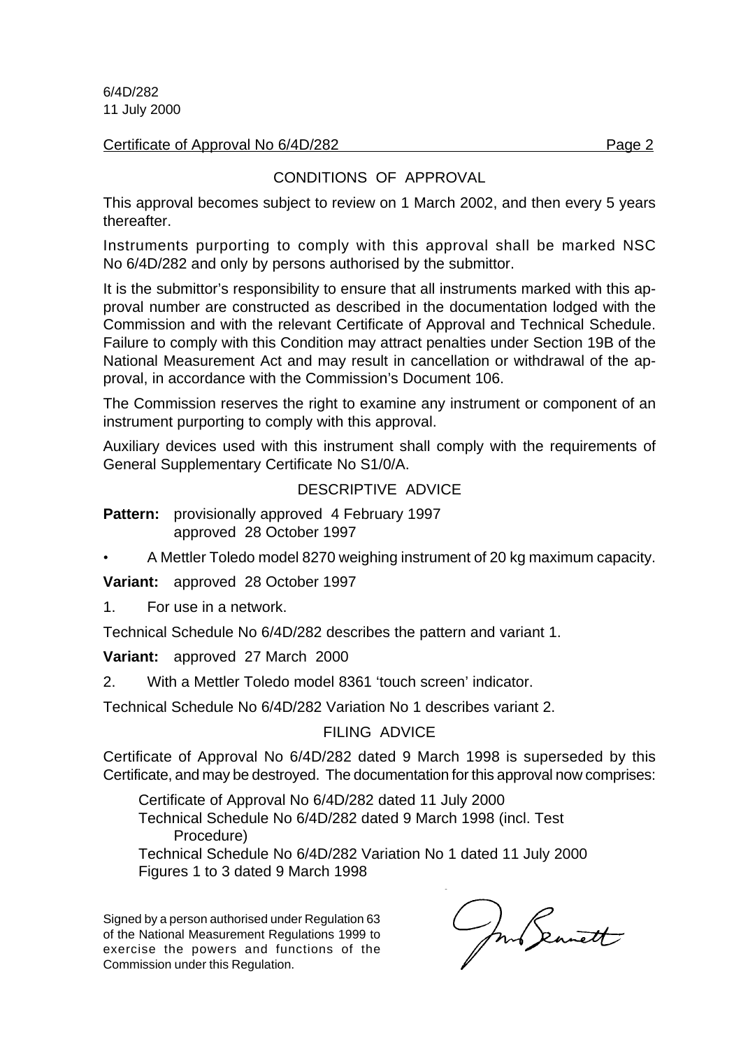6/4D/282
11 July 2000

Certificate of Approval No 6/4D/282 Page 2

## CONDITIONS OF APPROVAL

This approval becomes subject to review on 1 March 2002, and then every 5 years thereafter.

Instruments purporting to comply with this approval shall be marked NSC No 6/4D/282 and only by persons authorised by the submittor.

It is the submittor's responsibility to ensure that all instruments marked with this approval number are constructed as described in the documentation lodged with the Commission and with the relevant Certificate of Approval and Technical Schedule. Failure to comply with this Condition may attract penalties under Section 19B of the National Measurement Act and may result in cancellation or withdrawal of the approval, in accordance with the Commission's Document 106.

The Commission reserves the right to examine any instrument or component of an instrument purporting to comply with this approval.

Auxiliary devices used with this instrument shall comply with the requirements of General Supplementary Certificate No S1/0/A.

## DESCRIPTIVE ADVICE

**Pattern:** provisionally approved 4 February 1997
approved 28 October 1997

- A Mettler Toledo model 8270 weighing instrument of 20 kg maximum capacity.

**Variant:** approved 28 October 1997

1. For use in a network.

Technical Schedule No 6/4D/282 describes the pattern and variant 1.

**Variant:** approved 27 March 2000

2. With a Mettler Toledo model 8361 'touch screen' indicator.

Technical Schedule No 6/4D/282 Variation No 1 describes variant 2.

## FILING ADVICE

Certificate of Approval No 6/4D/282 dated 9 March 1998 is superseded by this Certificate, and may be destroyed. The documentation for this approval now comprises:

Certificate of Approval No 6/4D/282 dated 11 July 2000
Technical Schedule No 6/4D/282 dated 9 March 1998 (incl. Test Procedure)
Technical Schedule No 6/4D/282 Variation No 1 dated 11 July 2000
Figures 1 to 3 dated 9 March 1998

Signed by a person authorised under Regulation 63 of the National Measurement Regulations 1999 to exercise the powers and functions of the Commission under this Regulation.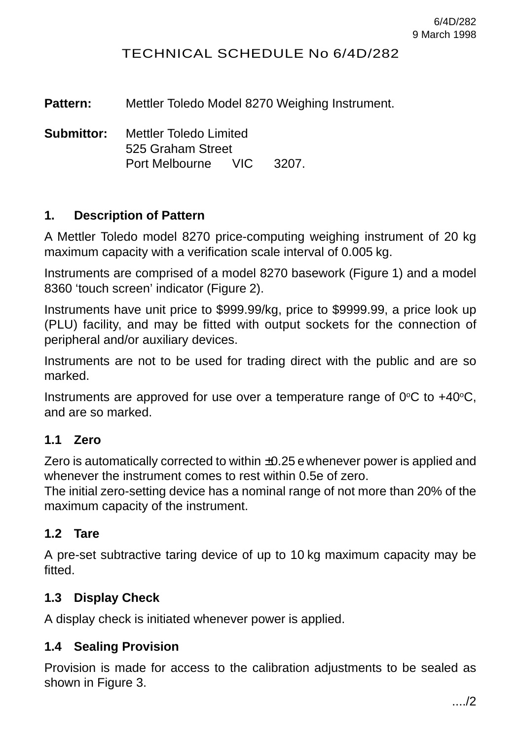# TECHNICAL SCHEDULE No 6/4D/282

**Pattern:** Mettler Toledo Model 8270 Weighing Instrument.

**Submittor:** Mettler Toledo Limited
525 Graham Street
Port Melbourne VIC 3207.

## 1. Description of Pattern

A Mettler Toledo model 8270 price-computing weighing instrument of 20 kg maximum capacity with a verification scale interval of 0.005 kg.

Instruments are comprised of a model 8270 basework (Figure 1) and a model 8360 'touch screen' indicator (Figure 2).

Instruments have unit price to $999.99/kg, price to $9999.99, a price look up (PLU) facility, and may be fitted with output sockets for the connection of peripheral and/or auxiliary devices.

Instruments are not to be used for trading direct with the public and are so marked.

Instruments are approved for use over a temperature range of 0$^{o}$C to +40$^{o}$C, and are so marked.

### 1.1 Zero

Zero is automatically corrected to within ±0.25 e whenever power is applied and whenever the instrument comes to rest within 0.5e of zero.
The initial zero-setting device has a nominal range of not more than 20% of the maximum capacity of the instrument.

### 1.2 Tare

A pre-set subtractive taring device of up to 10 kg maximum capacity may be fitted.

### 1.3 Display Check

A display check is initiated whenever power is applied.

### 1.4 Sealing Provision

Provision is made for access to the calibration adjustments to be sealed as shown in Figure 3.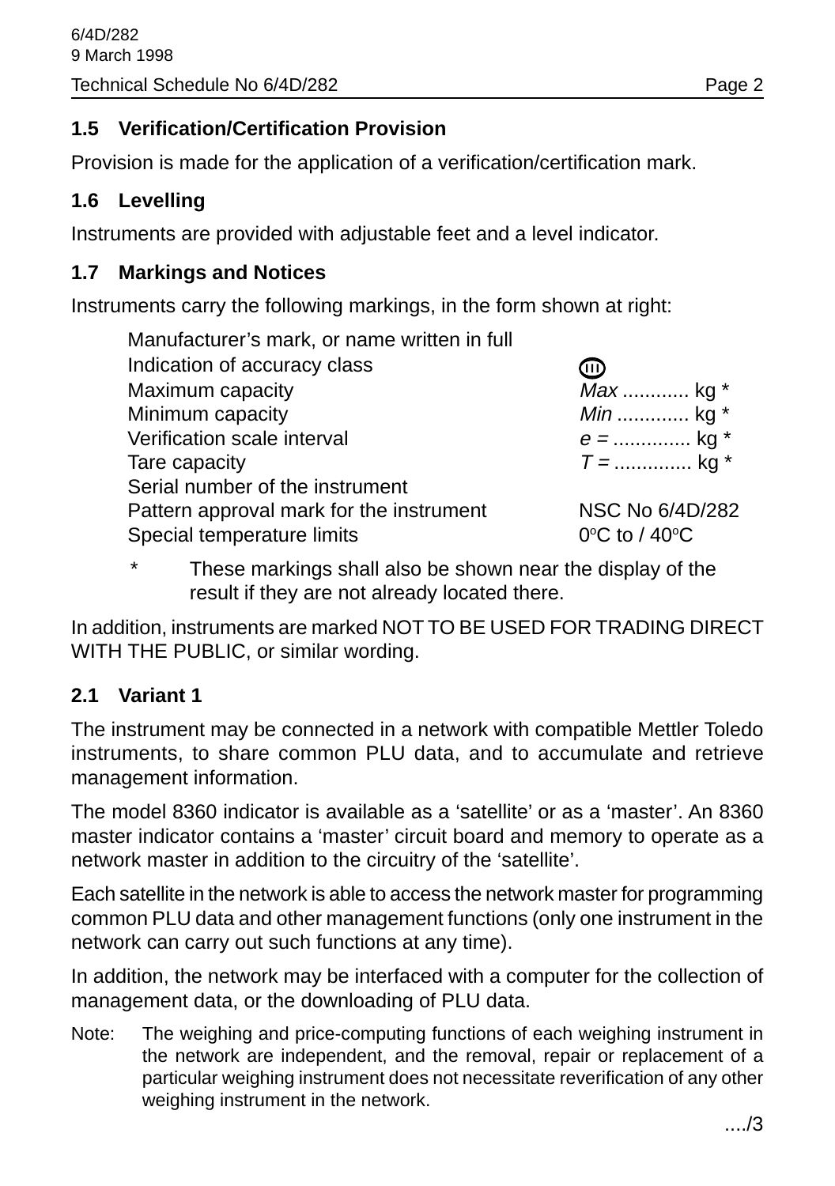## 1.5 Verification/Certification Provision

Provision is made for the application of a verification/certification mark.

## 1.6 Levelling

Instruments are provided with adjustable feet and a level indicator.

## 1.7 Markings and Notices

Instruments carry the following markings, in the form shown at right:

| | |
|---|---|
| Manufacturer's mark, or name written in full | |
| Indication of accuracy class | (III) |
| Maximum capacity | *Max* ............ kg * |
| Minimum capacity | *Min* ............. kg * |
| Verification scale interval | *e* = .............. kg * |
| Tare capacity | *T* = .............. kg * |
| Serial number of the instrument | |
| Pattern approval mark for the instrument | NSC No 6/4D/282 |
| Special temperature limits | 0°C to / 40°C |

\* These markings shall also be shown near the display of the result if they are not already located there.

In addition, instruments are marked NOT TO BE USED FOR TRADING DIRECT WITH THE PUBLIC, or similar wording.

## 2.1 Variant 1

The instrument may be connected in a network with compatible Mettler Toledo instruments, to share common PLU data, and to accumulate and retrieve management information.

The model 8360 indicator is available as a 'satellite' or as a 'master'. An 8360 master indicator contains a 'master' circuit board and memory to operate as a network master in addition to the circuitry of the 'satellite'.

Each satellite in the network is able to access the network master for programming common PLU data and other management functions (only one instrument in the network can carry out such functions at any time).

In addition, the network may be interfaced with a computer for the collection of management data, or the downloading of PLU data.

Note: The weighing and price-computing functions of each weighing instrument in the network are independent, and the removal, repair or replacement of a particular weighing instrument does not necessitate reverification of any other weighing instrument in the network.

..../3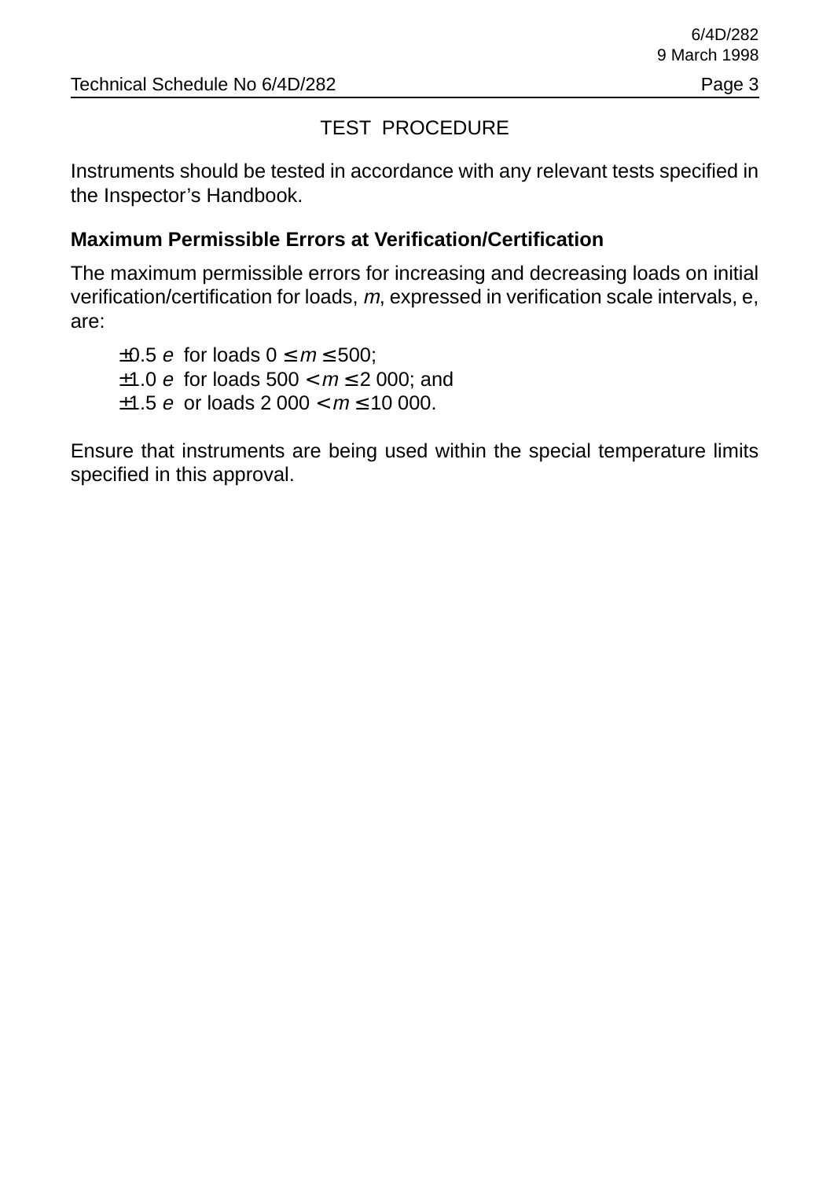# TEST PROCEDURE

Instruments should be tested in accordance with any relevant tests specified in the Inspector's Handbook.

**Maximum Permissible Errors at Verification/Certification**

The maximum permissible errors for increasing and decreasing loads on initial verification/certification for loads, *m*, expressed in verification scale intervals, e, are:

±0.5 *e* for loads $0 \leq m \leq 500$;
±1.0 *e* for loads $500 < m \leq 2\ 000$; and
±1.5 *e* or loads $2\ 000 < m \leq 10\ 000$.

Ensure that instruments are being used within the special temperature limits specified in this approval.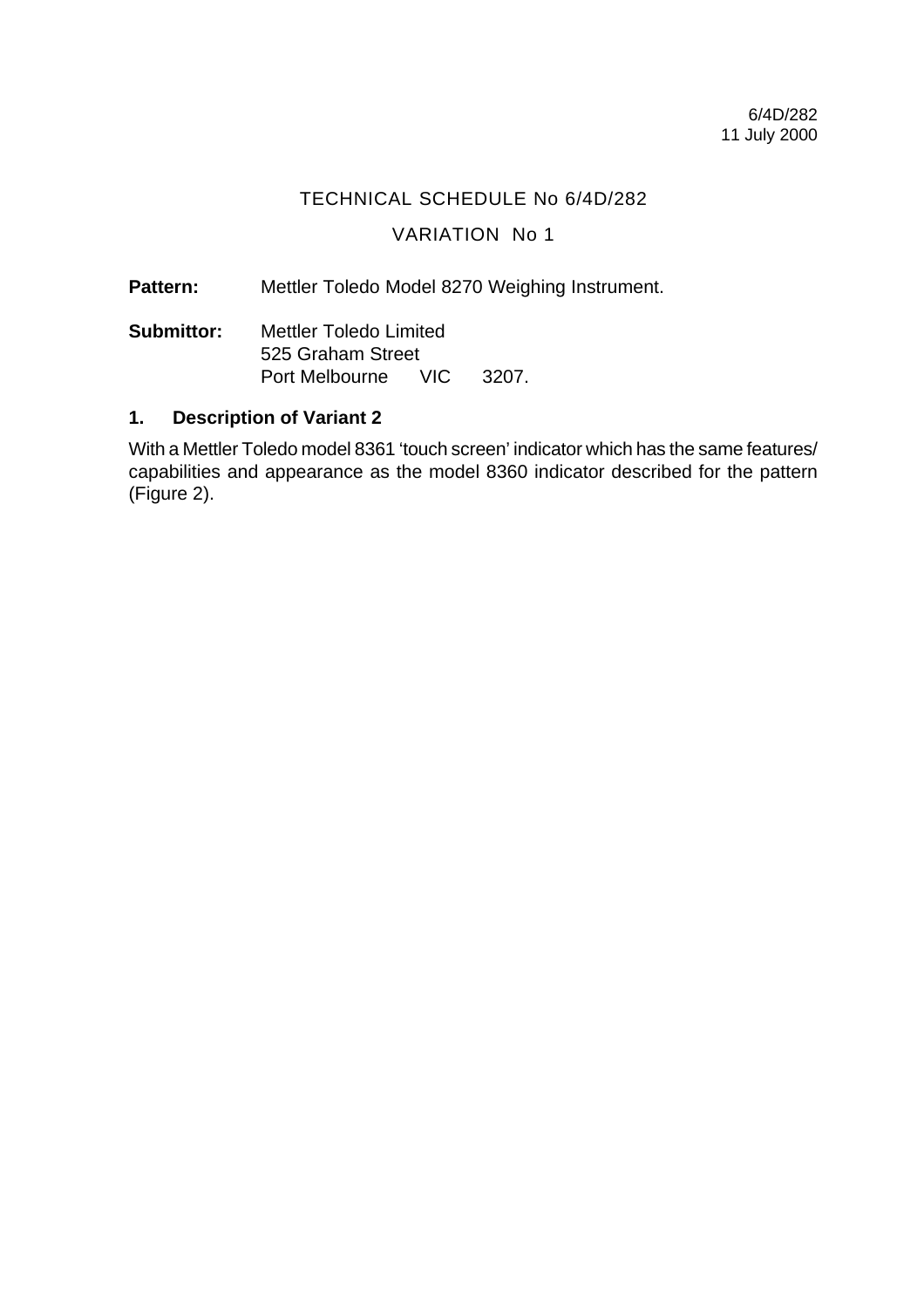6/4D/282
11 July 2000

TECHNICAL SCHEDULE No 6/4D/282

VARIATION No 1

**Pattern:** Mettler Toledo Model 8270 Weighing Instrument.

**Submittor:** Mettler Toledo Limited
525 Graham Street
Port Melbourne VIC 3207.

## 1. Description of Variant 2

With a Mettler Toledo model 8361 'touch screen' indicator which has the same features/ capabilities and appearance as the model 8360 indicator described for the pattern (Figure 2).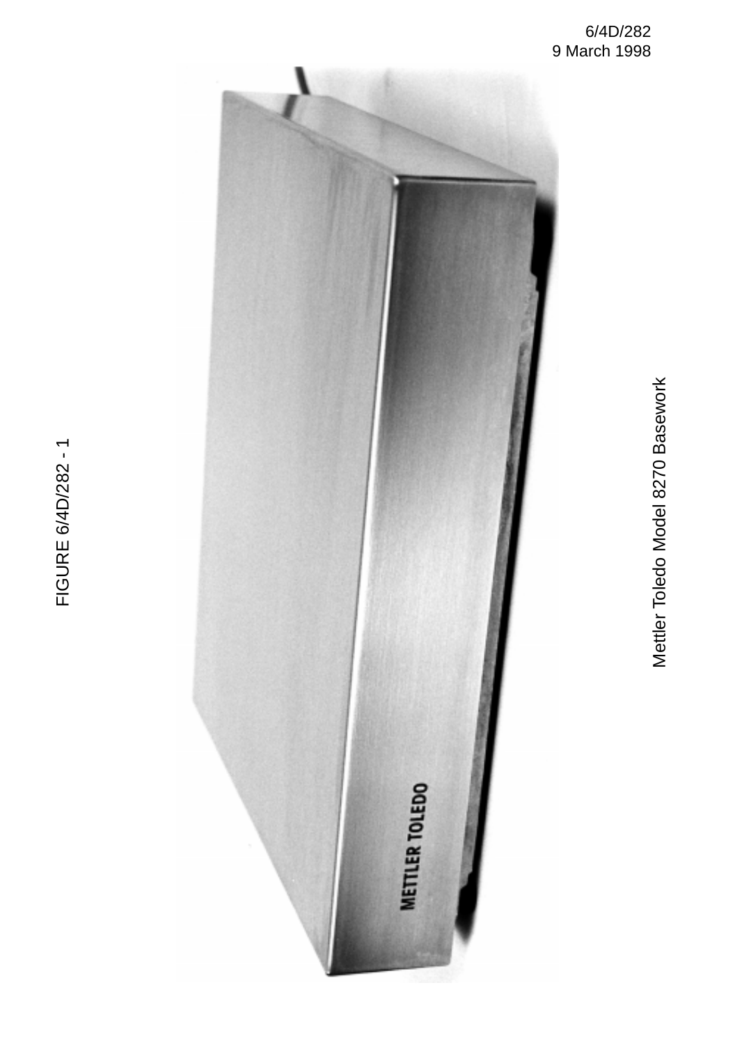FIGURE 6/4D/282 - 1

Mettler Toledo Model 8270 Basework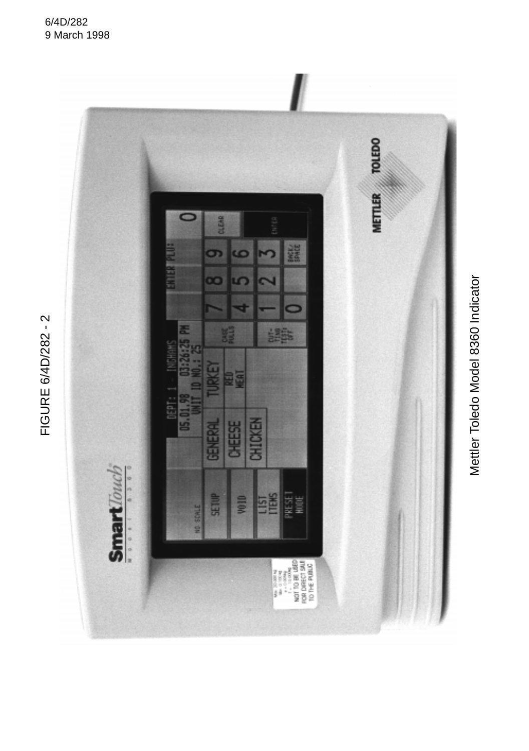6/4D/282
9 March 1998

FIGURE 6/4D/282 - 2

Mettler Toledo Model 8360 Indicator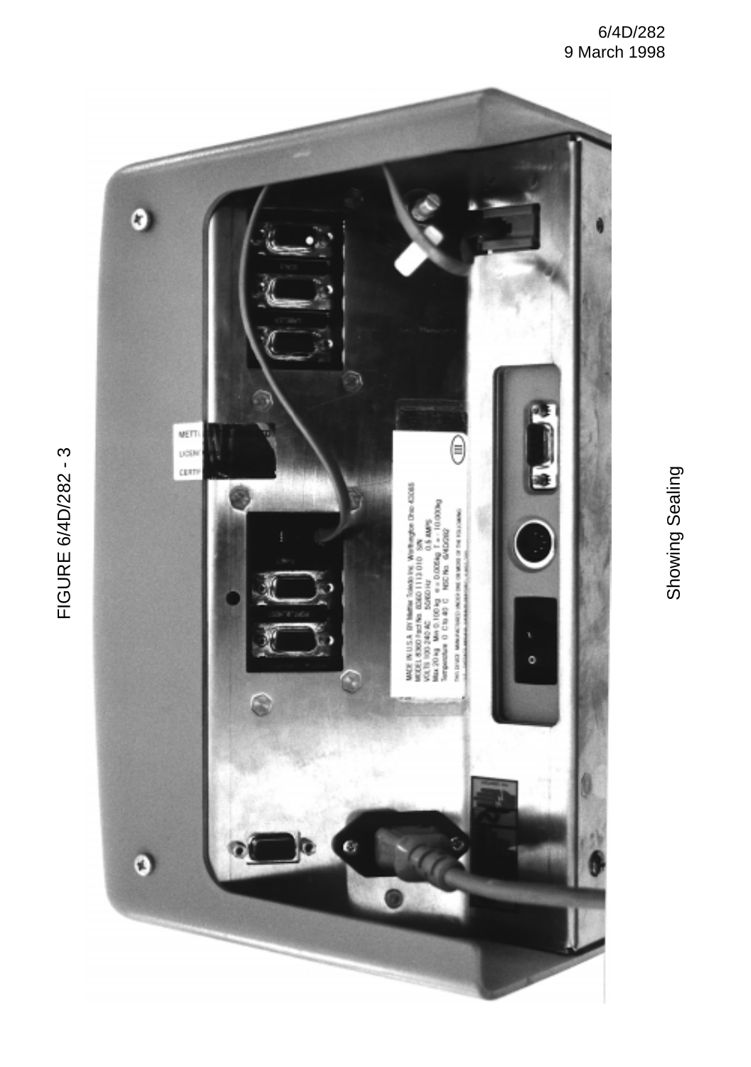6/4D/282
9 March 1998

FIGURE 6/4D/282 - 3

Showing Sealing